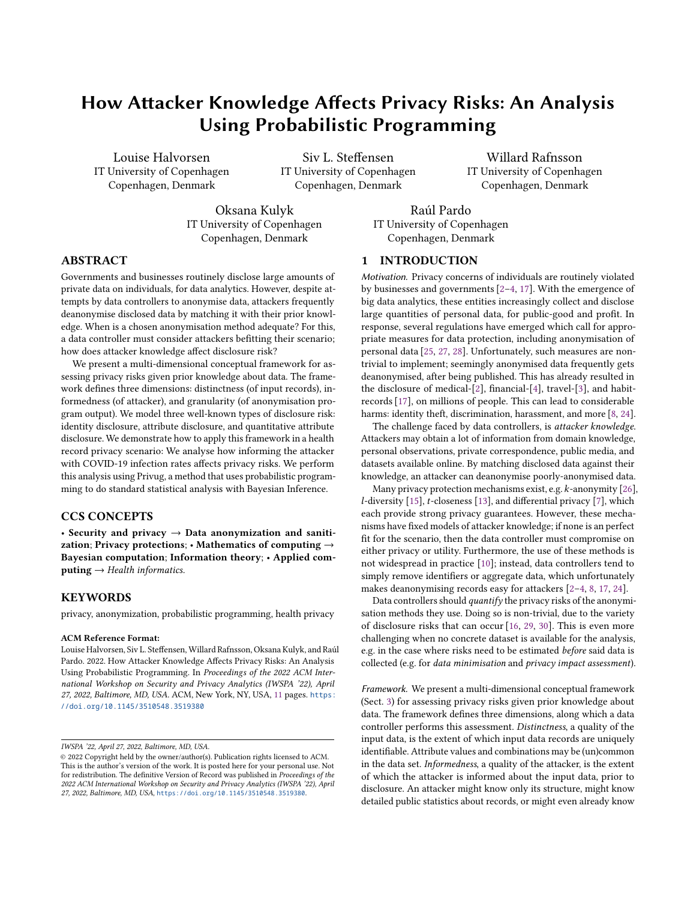# How Attacker Knowledge Affects Privacy Risks: An Analysis Using Probabilistic Programming

Louise Halvorsen
IT University of Copenhagen
Copenhagen, Denmark

Siv L. Steffensen
IT University of Copenhagen
Copenhagen, Denmark

Willard Rafnsson
IT University of Copenhagen
Copenhagen, Denmark

Oksana Kulyk
IT University of Copenhagen
Copenhagen, Denmark

Raúl Pardo
IT University of Copenhagen
Copenhagen, Denmark

## ABSTRACT

Governments and businesses routinely disclose large amounts of private data on individuals, for data analytics. However, despite attempts by data controllers to anonymise data, attackers frequently deanonymise disclosed data by matching it with their prior knowledge. When is a chosen anonymisation method adequate? For this, a data controller must consider attackers befitting their scenario; how does attacker knowledge affect disclosure risk?

We present a multi-dimensional conceptual framework for assessing privacy risks given prior knowledge about data. The framework defines three dimensions: distinctness (of input records), informedness (of attacker), and granularity (of anonymisation program output). We model three well-known types of disclosure risk: identity disclosure, attribute disclosure, and quantitative attribute disclosure. We demonstrate how to apply this framework in a health record privacy scenario: We analyse how informing the attacker with COVID-19 infection rates affects privacy risks. We perform this analysis using Privug, a method that uses probabilistic programming to do standard statistical analysis with Bayesian Inference.

## CCS CONCEPTS

• **Security and privacy** → **Data anonymization and sanitization**; **Privacy protections**; • **Mathematics of computing** → **Bayesian computation**; **Information theory**; • **Applied computing** → *Health informatics*.

## KEYWORDS

privacy, anonymization, probabilistic programming, health privacy

**ACM Reference Format:**
Louise Halvorsen, Siv L. Steffensen, Willard Rafnsson, Oksana Kulyk, and Raúl Pardo. 2022. How Attacker Knowledge Affects Privacy Risks: An Analysis Using Probabilistic Programming. In *Proceedings of the 2022 ACM International Workshop on Security and Privacy Analytics (IWSPA '22), April 27, 2022, Baltimore, MD, USA.* ACM, New York, NY, USA, 11 pages. https://doi.org/10.1145/3510548.3519380

*IWSPA '22, April 27, 2022, Baltimore, MD, USA.*
© 2022 Copyright held by the owner/author(s). Publication rights licensed to ACM. This is the author's version of the work. It is posted here for your personal use. Not for redistribution. The definitive Version of Record was published in *Proceedings of the 2022 ACM International Workshop on Security and Privacy Analytics (IWSPA '22), April 27, 2022, Baltimore, MD, USA*, https://doi.org/10.1145/3510548.3519380.

## 1 INTRODUCTION

*Motivation.* Privacy concerns of individuals are routinely violated by businesses and governments [2–4, 17]. With the emergence of big data analytics, these entities increasingly collect and disclose large quantities of personal data, for public-good and profit. In response, several regulations have emerged which call for appropriate measures for data protection, including anonymisation of personal data [25, 27, 28]. Unfortunately, such measures are non-trivial to implement; seemingly anonymised data frequently gets deanonymised, after being published. This has already resulted in the disclosure of medical-[2], financial-[4], travel-[3], and habit-records [17], on millions of people. This can lead to considerable harms: identity theft, discrimination, harassment, and more [8, 24].

The challenge faced by data controllers, is *attacker knowledge*. Attackers may obtain a lot of information from domain knowledge, personal observations, private correspondence, public media, and datasets available online. By matching disclosed data against their knowledge, an attacker can deanonymise poorly-anonymised data.

Many privacy protection mechanisms exist, e.g. $k$-anonymity [26], $l$-diversity [15], $t$-closeness [13], and differential privacy [7], which each provide strong privacy guarantees. However, these mechanisms have fixed models of attacker knowledge; if none is an perfect fit for the scenario, then the data controller must compromise on either privacy or utility. Furthermore, the use of these methods is not widespread in practice [10]; instead, data controllers tend to simply remove identifiers or aggregate data, which unfortunately makes deanonymising records easy for attackers [2–4, 8, 17, 24].

Data controllers should *quantify* the privacy risks of the anonymisation methods they use. Doing so is non-trivial, due to the variety of disclosure risks that can occur [16, 29, 30]. This is even more challenging when no concrete dataset is available for the analysis, e.g. in the case where risks need to be estimated *before* said data is collected (e.g. for *data minimisation* and *privacy impact assessment*).

*Framework.* We present a multi-dimensional conceptual framework (Sect. 3) for assessing privacy risks given prior knowledge about data. The framework defines three dimensions, along which a data controller performs this assessment. *Distinctness*, a quality of the input data, is the extent of which input data records are uniquely identifiable. Attribute values and combinations may be (un)common in the data set. *Informedness*, a quality of the attacker, is the extent of which the attacker is informed about the input data, prior to disclosure. An attacker might know only its structure, might know detailed public statistics about records, or might even already know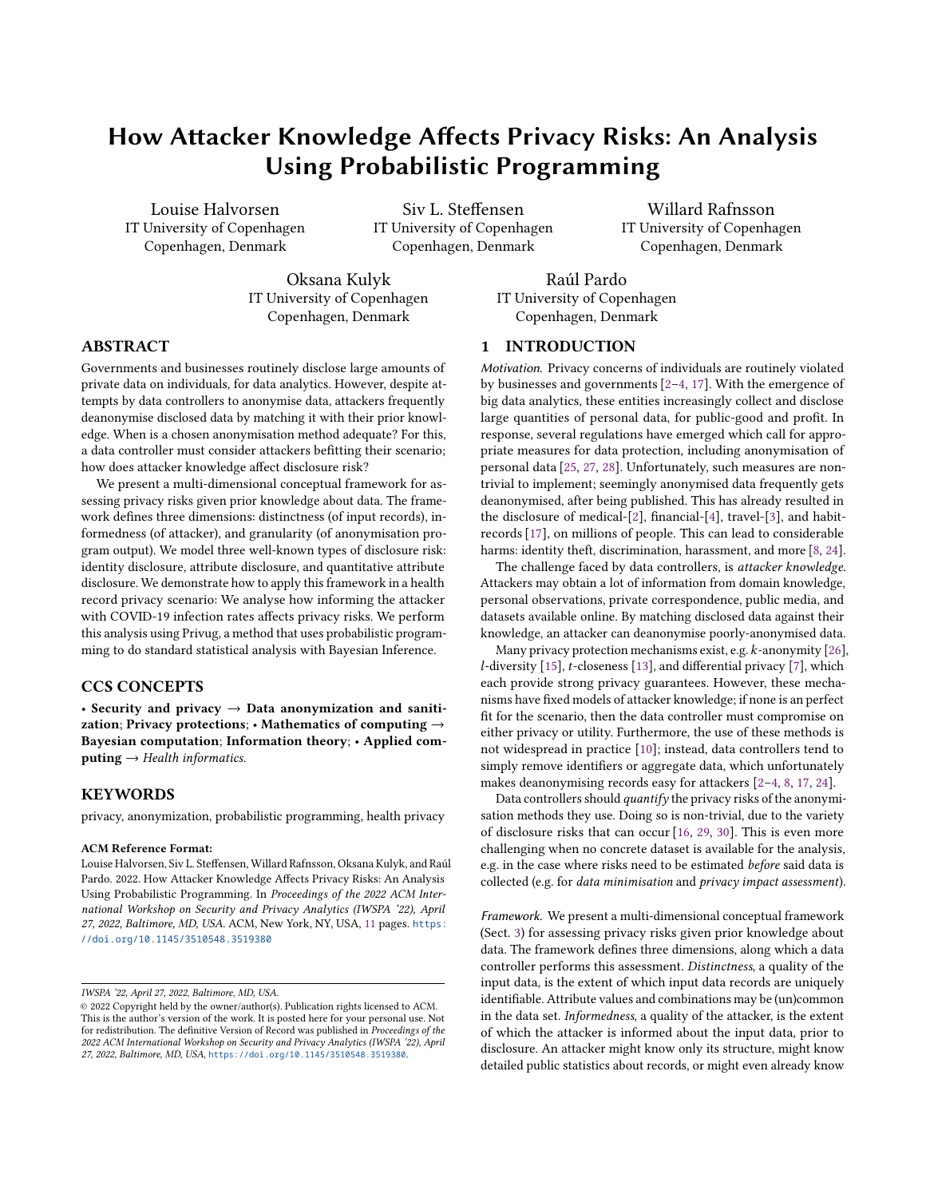# How Attacker Knowledge Affects Privacy Risks: An Analysis Using Probabilistic Programming

Louise Halvorsen
IT University of Copenhagen
Copenhagen, Denmark

Siv L. Steffensen
IT University of Copenhagen
Copenhagen, Denmark

Willard Rafnsson
IT University of Copenhagen
Copenhagen, Denmark

Oksana Kulyk
IT University of Copenhagen
Copenhagen, Denmark

Raúl Pardo
IT University of Copenhagen
Copenhagen, Denmark

## ABSTRACT

Governments and businesses routinely disclose large amounts of private data on individuals, for data analytics. However, despite attempts by data controllers to anonymise data, attackers frequently deanonymise disclosed data by matching it with their prior knowledge. When is a chosen anonymisation method adequate? For this, a data controller must consider attackers befitting their scenario; how does attacker knowledge affect disclosure risk?

We present a multi-dimensional conceptual framework for assessing privacy risks given prior knowledge about data. The framework defines three dimensions: distinctness (of input records), informedness (of attacker), and granularity (of anonymisation program output). We model three well-known types of disclosure risk: identity disclosure, attribute disclosure, and quantitative attribute disclosure. We demonstrate how to apply this framework in a health record privacy scenario: We analyse how informing the attacker with COVID-19 infection rates affects privacy risks. We perform this analysis using Privug, a method that uses probabilistic programming to do standard statistical analysis with Bayesian Inference.

## CCS CONCEPTS

• **Security and privacy** → **Data anonymization and sanitization**; **Privacy protections**; • **Mathematics of computing** → **Bayesian computation**; **Information theory**; • **Applied computing** → *Health informatics*.

## KEYWORDS

privacy, anonymization, probabilistic programming, health privacy

**ACM Reference Format:**
Louise Halvorsen, Siv L. Steffensen, Willard Rafnsson, Oksana Kulyk, and Raúl Pardo. 2022. How Attacker Knowledge Affects Privacy Risks: An Analysis Using Probabilistic Programming. In *Proceedings of the 2022 ACM International Workshop on Security and Privacy Analytics (IWSPA '22), April 27, 2022, Baltimore, MD, USA.* ACM, New York, NY, USA, 11 pages. https://doi.org/10.1145/3510548.3519380

IWSPA '22, April 27, 2022, Baltimore, MD, USA.
© 2022 Copyright held by the owner/author(s). Publication rights licensed to ACM. This is the author's version of the work. It is posted here for your personal use. Not for redistribution. The definitive Version of Record was published in *Proceedings of the 2022 ACM International Workshop on Security and Privacy Analytics (IWSPA '22), April 27, 2022, Baltimore, MD, USA*, https://doi.org/10.1145/3510548.3519380.

## 1 INTRODUCTION

*Motivation.* Privacy concerns of individuals are routinely violated by businesses and governments [2–4, 17]. With the emergence of big data analytics, these entities increasingly collect and disclose large quantities of personal data, for public-good and profit. In response, several regulations have emerged which call for appropriate measures for data protection, including anonymisation of personal data [25, 27, 28]. Unfortunately, such measures are non-trivial to implement; seemingly anonymised data frequently gets deanonymised, after being published. This has already resulted in the disclosure of medical-[2], financial-[4], travel-[3], and habit-records [17], on millions of people. This can lead to considerable harms: identity theft, discrimination, harassment, and more [8, 24].

The challenge faced by data controllers, is *attacker knowledge*. Attackers may obtain a lot of information from domain knowledge, personal observations, private correspondence, public media, and datasets available online. By matching disclosed data against their knowledge, an attacker can deanonymise poorly-anonymised data.

Many privacy protection mechanisms exist, e.g. $k$-anonymity [26], $l$-diversity [15], $t$-closeness [13], and differential privacy [7], which each provide strong privacy guarantees. However, these mechanisms have fixed models of attacker knowledge; if none is an perfect fit for the scenario, then the data controller must compromise on either privacy or utility. Furthermore, the use of these methods is not widespread in practice [10]; instead, data controllers tend to simply remove identifiers or aggregate data, which unfortunately makes deanonymising records easy for attackers [2–4, 8, 17, 24].

Data controllers should *quantify* the privacy risks of the anonymisation methods they use. Doing so is non-trivial, due to the variety of disclosure risks that can occur [16, 29, 30]. This is even more challenging when no concrete dataset is available for the analysis, e.g. in the case where risks need to be estimated *before* said data is collected (e.g. for *data minimisation* and *privacy impact assessment*).

*Framework.* We present a multi-dimensional conceptual framework (Sect. 3) for assessing privacy risks given prior knowledge about data. The framework defines three dimensions, along which a data controller performs this assessment. *Distinctness*, a quality of the input data, is the extent of which input data records are uniquely identifiable. Attribute values and combinations may be (un)common in the data set. *Informedness*, a quality of the attacker, is the extent of which the attacker is informed about the input data, prior to disclosure. An attacker might know only its structure, might know detailed public statistics about records, or might even already know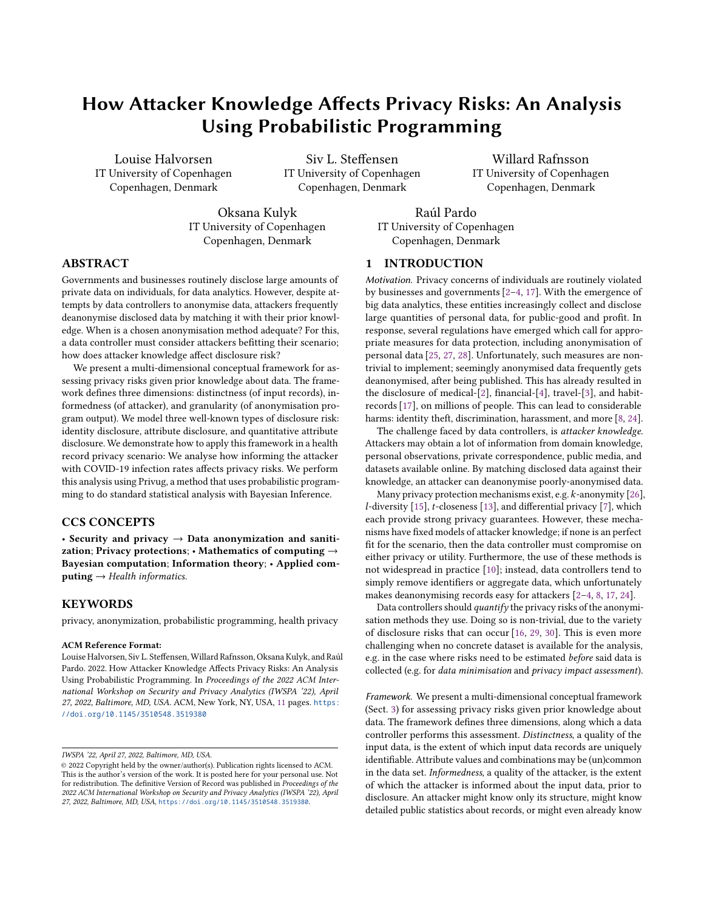# How Attacker Knowledge Affects Privacy Risks: An Analysis Using Probabilistic Programming

Louise Halvorsen
IT University of Copenhagen
Copenhagen, Denmark

Siv L. Steffensen
IT University of Copenhagen
Copenhagen, Denmark

Willard Rafnsson
IT University of Copenhagen
Copenhagen, Denmark

Oksana Kulyk
IT University of Copenhagen
Copenhagen, Denmark

Raúl Pardo
IT University of Copenhagen
Copenhagen, Denmark

## ABSTRACT

Governments and businesses routinely disclose large amounts of private data on individuals, for data analytics. However, despite attempts by data controllers to anonymise data, attackers frequently deanonymise disclosed data by matching it with their prior knowledge. When is a chosen anonymisation method adequate? For this, a data controller must consider attackers befitting their scenario; how does attacker knowledge affect disclosure risk?

We present a multi-dimensional conceptual framework for assessing privacy risks given prior knowledge about data. The framework defines three dimensions: distinctness (of input records), informedness (of attacker), and granularity (of anonymisation program output). We model three well-known types of disclosure risk: identity disclosure, attribute disclosure, and quantitative attribute disclosure. We demonstrate how to apply this framework in a health record privacy scenario: We analyse how informing the attacker with COVID-19 infection rates affects privacy risks. We perform this analysis using Privug, a method that uses probabilistic programming to do standard statistical analysis with Bayesian Inference.

## CCS CONCEPTS

• **Security and privacy** → **Data anonymization and sanitization**; **Privacy protections**; • **Mathematics of computing** → **Bayesian computation**; **Information theory**; • **Applied computing** → *Health informatics.*

## KEYWORDS

privacy, anonymization, probabilistic programming, health privacy

**ACM Reference Format:**
Louise Halvorsen, Siv L. Steffensen, Willard Rafnsson, Oksana Kulyk, and Raúl Pardo. 2022. How Attacker Knowledge Affects Privacy Risks: An Analysis Using Probabilistic Programming. In *Proceedings of the 2022 ACM International Workshop on Security and Privacy Analytics (IWSPA '22), April 27, 2022, Baltimore, MD, USA.* ACM, New York, NY, USA, 11 pages. https://doi.org/10.1145/3510548.3519380

IWSPA '22, April 27, 2022, Baltimore, MD, USA.
© 2022 Copyright held by the owner/author(s). Publication rights licensed to ACM. This is the author's version of the work. It is posted here for your personal use. Not for redistribution. The definitive Version of Record was published in *Proceedings of the 2022 ACM International Workshop on Security and Privacy Analytics (IWSPA '22), April 27, 2022, Baltimore, MD, USA*, https://doi.org/10.1145/3510548.3519380.

## 1 INTRODUCTION

*Motivation.* Privacy concerns of individuals are routinely violated by businesses and governments [2–4, 17]. With the emergence of big data analytics, these entities increasingly collect and disclose large quantities of personal data, for public-good and profit. In response, several regulations have emerged which call for appropriate measures for data protection, including anonymisation of personal data [25, 27, 28]. Unfortunately, such measures are non-trivial to implement; seemingly anonymised data frequently gets deanonymised, after being published. This has already resulted in the disclosure of medical-[2], financial-[4], travel-[3], and habit-records [17], on millions of people. This can lead to considerable harms: identity theft, discrimination, harassment, and more [8, 24].

The challenge faced by data controllers, is *attacker knowledge*. Attackers may obtain a lot of information from domain knowledge, personal observations, private correspondence, public media, and datasets available online. By matching disclosed data against their knowledge, an attacker can deanonymise poorly-anonymised data.

Many privacy protection mechanisms exist, e.g. $k$-anonymity [26], $l$-diversity [15], $t$-closeness [13], and differential privacy [7], which each provide strong privacy guarantees. However, these mechanisms have fixed models of attacker knowledge; if none is an perfect fit for the scenario, then the data controller must compromise on either privacy or utility. Furthermore, the use of these methods is not widespread in practice [10]; instead, data controllers tend to simply remove identifiers or aggregate data, which unfortunately makes deanonymising records easy for attackers [2–4, 8, 17, 24].

Data controllers should *quantify* the privacy risks of the anonymisation methods they use. Doing so is non-trivial, due to the variety of disclosure risks that can occur [16, 29, 30]. This is even more challenging when no concrete dataset is available for the analysis, e.g. in the case where risks need to be estimated *before* said data is collected (e.g. for *data minimisation* and *privacy impact assessment*).

*Framework.* We present a multi-dimensional conceptual framework (Sect. 3) for assessing privacy risks given prior knowledge about data. The framework defines three dimensions, along which a data controller performs this assessment. *Distinctness*, a quality of the input data, is the extent of which input data records are uniquely identifiable. Attribute values and combinations may be (un)common in the data set. *Informedness*, a quality of the attacker, is the extent of which the attacker is informed about the input data, prior to disclosure. An attacker might know only its structure, might know detailed public statistics about records, or might even already know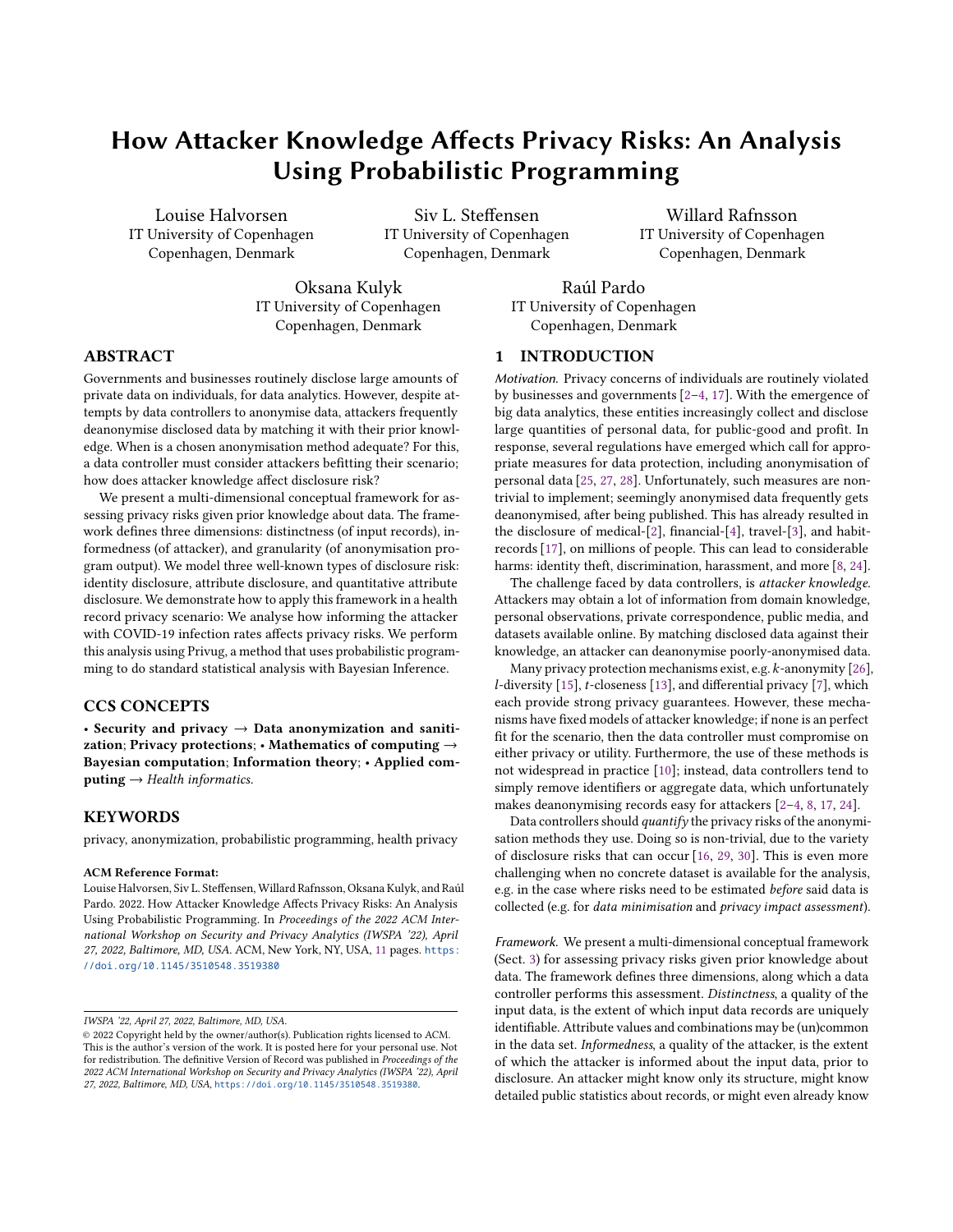# How Attacker Knowledge Affects Privacy Risks: An Analysis Using Probabilistic Programming

Louise Halvorsen
IT University of Copenhagen
Copenhagen, Denmark

Siv L. Steffensen
IT University of Copenhagen
Copenhagen, Denmark

Willard Rafnsson
IT University of Copenhagen
Copenhagen, Denmark

Oksana Kulyk
IT University of Copenhagen
Copenhagen, Denmark

Raúl Pardo
IT University of Copenhagen
Copenhagen, Denmark

## ABSTRACT

Governments and businesses routinely disclose large amounts of private data on individuals, for data analytics. However, despite attempts by data controllers to anonymise data, attackers frequently deanonymise disclosed data by matching it with their prior knowledge. When is a chosen anonymisation method adequate? For this, a data controller must consider attackers befitting their scenario; how does attacker knowledge affect disclosure risk?

We present a multi-dimensional conceptual framework for assessing privacy risks given prior knowledge about data. The framework defines three dimensions: distinctness (of input records), informedness (of attacker), and granularity (of anonymisation program output). We model three well-known types of disclosure risk: identity disclosure, attribute disclosure, and quantitative attribute disclosure. We demonstrate how to apply this framework in a health record privacy scenario: We analyse how informing the attacker with COVID-19 infection rates affects privacy risks. We perform this analysis using Privug, a method that uses probabilistic programming to do standard statistical analysis with Bayesian Inference.

## CCS CONCEPTS

• **Security and privacy** → **Data anonymization and sanitization**; **Privacy protections**; • **Mathematics of computing** → **Bayesian computation**; **Information theory**; • **Applied computing** → *Health informatics.*

## KEYWORDS

privacy, anonymization, probabilistic programming, health privacy

**ACM Reference Format:**
Louise Halvorsen, Siv L. Steffensen, Willard Rafnsson, Oksana Kulyk, and Raúl Pardo. 2022. How Attacker Knowledge Affects Privacy Risks: An Analysis Using Probabilistic Programming. In *Proceedings of the 2022 ACM International Workshop on Security and Privacy Analytics (IWSPA '22), April 27, 2022, Baltimore, MD, USA.* ACM, New York, NY, USA, 11 pages. https://doi.org/10.1145/3510548.3519380

IWSPA '22, April 27, 2022, Baltimore, MD, USA.
© 2022 Copyright held by the owner/author(s). Publication rights licensed to ACM. This is the author's version of the work. It is posted here for your personal use. Not for redistribution. The definitive Version of Record was published in *Proceedings of the 2022 ACM International Workshop on Security and Privacy Analytics (IWSPA '22), April 27, 2022, Baltimore, MD, USA*, https://doi.org/10.1145/3510548.3519380.

## 1 INTRODUCTION

*Motivation.* Privacy concerns of individuals are routinely violated by businesses and governments [2–4, 17]. With the emergence of big data analytics, these entities increasingly collect and disclose large quantities of personal data, for public-good and profit. In response, several regulations have emerged which call for appropriate measures for data protection, including anonymisation of personal data [25, 27, 28]. Unfortunately, such measures are non-trivial to implement; seemingly anonymised data frequently gets deanonymised, after being published. This has already resulted in the disclosure of medical-[2], financial-[4], travel-[3], and habit-records [17], on millions of people. This can lead to considerable harms: identity theft, discrimination, harassment, and more [8, 24].

The challenge faced by data controllers, is *attacker knowledge*. Attackers may obtain a lot of information from domain knowledge, personal observations, private correspondence, public media, and datasets available online. By matching disclosed data against their knowledge, an attacker can deanonymise poorly-anonymised data.

Many privacy protection mechanisms exist, e.g. $k$-anonymity [26], $l$-diversity [15], $t$-closeness [13], and differential privacy [7], which each provide strong privacy guarantees. However, these mechanisms have fixed models of attacker knowledge; if none is an perfect fit for the scenario, then the data controller must compromise on either privacy or utility. Furthermore, the use of these methods is not widespread in practice [10]; instead, data controllers tend to simply remove identifiers or aggregate data, which unfortunately makes deanonymising records easy for attackers [2–4, 8, 17, 24].

Data controllers should *quantify* the privacy risks of the anonymisation methods they use. Doing so is non-trivial, due to the variety of disclosure risks that can occur [16, 29, 30]. This is even more challenging when no concrete dataset is available for the analysis, e.g. in the case where risks need to be estimated *before* said data is collected (e.g. for *data minimisation* and *privacy impact assessment*).

*Framework.* We present a multi-dimensional conceptual framework (Sect. 3) for assessing privacy risks given prior knowledge about data. The framework defines three dimensions, along which a data controller performs this assessment. *Distinctness*, a quality of the input data, is the extent of which input data records are uniquely identifiable. Attribute values and combinations may be (un)common in the data set. *Informedness*, a quality of the attacker, is the extent of which the attacker is informed about the input data, prior to disclosure. An attacker might know only its structure, might know detailed public statistics about records, or might even already know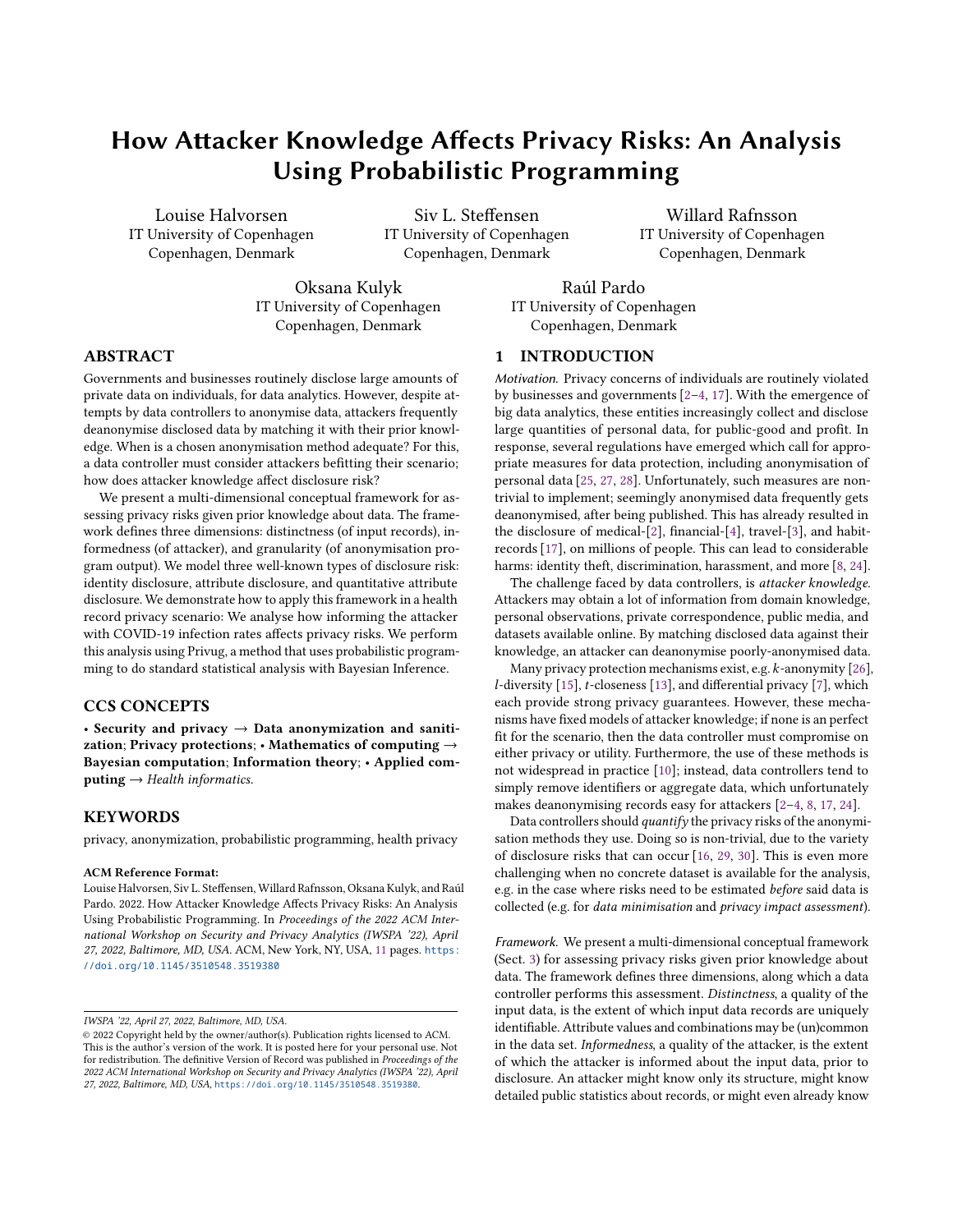# How Attacker Knowledge Affects Privacy Risks: An Analysis Using Probabilistic Programming

Louise Halvorsen
IT University of Copenhagen
Copenhagen, Denmark

Siv L. Steffensen
IT University of Copenhagen
Copenhagen, Denmark

Willard Rafnsson
IT University of Copenhagen
Copenhagen, Denmark

Oksana Kulyk
IT University of Copenhagen
Copenhagen, Denmark

Raúl Pardo
IT University of Copenhagen
Copenhagen, Denmark

## ABSTRACT

Governments and businesses routinely disclose large amounts of private data on individuals, for data analytics. However, despite attempts by data controllers to anonymise data, attackers frequently deanonymise disclosed data by matching it with their prior knowledge. When is a chosen anonymisation method adequate? For this, a data controller must consider attackers befitting their scenario; how does attacker knowledge affect disclosure risk?

We present a multi-dimensional conceptual framework for assessing privacy risks given prior knowledge about data. The framework defines three dimensions: distinctness (of input records), informedness (of attacker), and granularity (of anonymisation program output). We model three well-known types of disclosure risk: identity disclosure, attribute disclosure, and quantitative attribute disclosure. We demonstrate how to apply this framework in a health record privacy scenario: We analyse how informing the attacker with COVID-19 infection rates affects privacy risks. We perform this analysis using Privug, a method that uses probabilistic programming to do standard statistical analysis with Bayesian Inference.

## CCS CONCEPTS

• **Security and privacy** → **Data anonymization and sanitization**; **Privacy protections**; • **Mathematics of computing** → **Bayesian computation**; **Information theory**; • **Applied computing** → *Health informatics*.

## KEYWORDS

privacy, anonymization, probabilistic programming, health privacy

**ACM Reference Format:**
Louise Halvorsen, Siv L. Steffensen, Willard Rafnsson, Oksana Kulyk, and Raúl Pardo. 2022. How Attacker Knowledge Affects Privacy Risks: An Analysis Using Probabilistic Programming. In *Proceedings of the 2022 ACM International Workshop on Security and Privacy Analytics (IWSPA '22), April 27, 2022, Baltimore, MD, USA.* ACM, New York, NY, USA, 11 pages. https://doi.org/10.1145/3510548.3519380

IWSPA '22, April 27, 2022, Baltimore, MD, USA.
© 2022 Copyright held by the owner/author(s). Publication rights licensed to ACM. This is the author's version of the work. It is posted here for your personal use. Not for redistribution. The definitive Version of Record was published in *Proceedings of the 2022 ACM International Workshop on Security and Privacy Analytics (IWSPA '22), April 27, 2022, Baltimore, MD, USA*, https://doi.org/10.1145/3510548.3519380.

## 1 INTRODUCTION

*Motivation.* Privacy concerns of individuals are routinely violated by businesses and governments [2–4, 17]. With the emergence of big data analytics, these entities increasingly collect and disclose large quantities of personal data, for public-good and profit. In response, several regulations have emerged which call for appropriate measures for data protection, including anonymisation of personal data [25, 27, 28]. Unfortunately, such measures are non-trivial to implement; seemingly anonymised data frequently gets deanonymised, after being published. This has already resulted in the disclosure of medical-[2], financial-[4], travel-[3], and habit-records [17], on millions of people. This can lead to considerable harms: identity theft, discrimination, harassment, and more [8, 24].

The challenge faced by data controllers, is *attacker knowledge*. Attackers may obtain a lot of information from domain knowledge, personal observations, private correspondence, public media, and datasets available online. By matching disclosed data against their knowledge, an attacker can deanonymise poorly-anonymised data.

Many privacy protection mechanisms exist, e.g. $k$-anonymity [26], $l$-diversity [15], $t$-closeness [13], and differential privacy [7], which each provide strong privacy guarantees. However, these mechanisms have fixed models of attacker knowledge; if none is an perfect fit for the scenario, then the data controller must compromise on either privacy or utility. Furthermore, the use of these methods is not widespread in practice [10]; instead, data controllers tend to simply remove identifiers or aggregate data, which unfortunately makes deanonymising records easy for attackers [2–4, 8, 17, 24].

Data controllers should *quantify* the privacy risks of the anonymisation methods they use. Doing so is non-trivial, due to the variety of disclosure risks that can occur [16, 29, 30]. This is even more challenging when no concrete dataset is available for the analysis, e.g. in the case where risks need to be estimated *before* said data is collected (e.g. for *data minimisation* and *privacy impact assessment*).

*Framework.* We present a multi-dimensional conceptual framework (Sect. 3) for assessing privacy risks given prior knowledge about data. The framework defines three dimensions, along which a data controller performs this assessment. *Distinctness*, a quality of the input data, is the extent of which input data records are uniquely identifiable. Attribute values and combinations may be (un)common in the data set. *Informedness*, a quality of the attacker, is the extent of which the attacker is informed about the input data, prior to disclosure. An attacker might know only its structure, might know detailed public statistics about records, or might even already know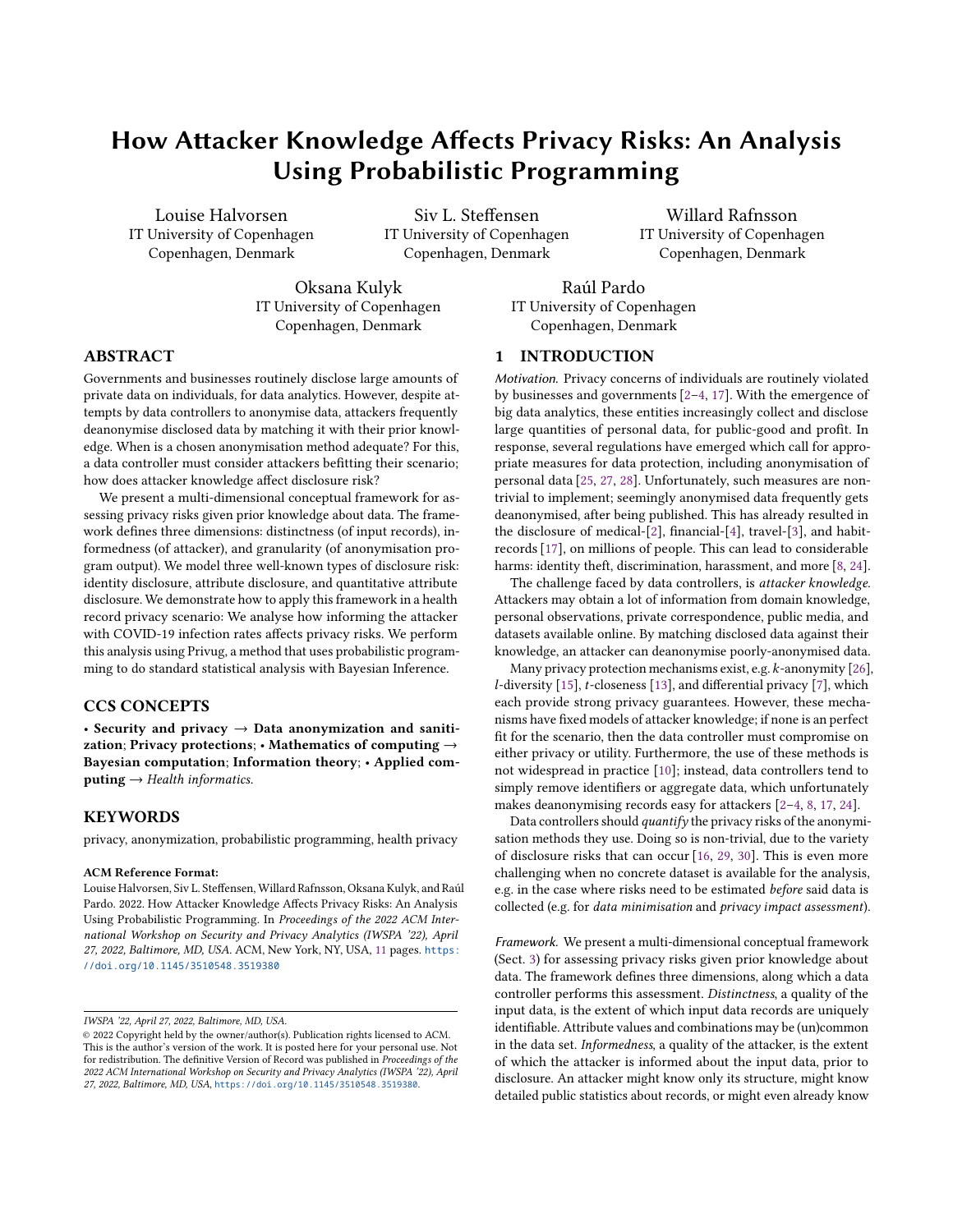# How Attacker Knowledge Affects Privacy Risks: An Analysis Using Probabilistic Programming

Louise Halvorsen
IT University of Copenhagen
Copenhagen, Denmark

Siv L. Steffensen
IT University of Copenhagen
Copenhagen, Denmark

Willard Rafnsson
IT University of Copenhagen
Copenhagen, Denmark

Oksana Kulyk
IT University of Copenhagen
Copenhagen, Denmark

Raúl Pardo
IT University of Copenhagen
Copenhagen, Denmark

## ABSTRACT

Governments and businesses routinely disclose large amounts of private data on individuals, for data analytics. However, despite attempts by data controllers to anonymise data, attackers frequently deanonymise disclosed data by matching it with their prior knowledge. When is a chosen anonymisation method adequate? For this, a data controller must consider attackers befitting their scenario; how does attacker knowledge affect disclosure risk?

We present a multi-dimensional conceptual framework for assessing privacy risks given prior knowledge about data. The framework defines three dimensions: distinctness (of input records), informedness (of attacker), and granularity (of anonymisation program output). We model three well-known types of disclosure risk: identity disclosure, attribute disclosure, and quantitative attribute disclosure. We demonstrate how to apply this framework in a health record privacy scenario: We analyse how informing the attacker with COVID-19 infection rates affects privacy risks. We perform this analysis using Privug, a method that uses probabilistic programming to do standard statistical analysis with Bayesian Inference.

## CCS CONCEPTS

• **Security and privacy** → **Data anonymization and sanitization**; **Privacy protections**; • **Mathematics of computing** → **Bayesian computation**; **Information theory**; • **Applied computing** → *Health informatics.*

## KEYWORDS

privacy, anonymization, probabilistic programming, health privacy

**ACM Reference Format:**
Louise Halvorsen, Siv L. Steffensen, Willard Rafnsson, Oksana Kulyk, and Raúl Pardo. 2022. How Attacker Knowledge Affects Privacy Risks: An Analysis Using Probabilistic Programming. In *Proceedings of the 2022 ACM International Workshop on Security and Privacy Analytics (IWSPA '22), April 27, 2022, Baltimore, MD, USA.* ACM, New York, NY, USA, 11 pages. https://doi.org/10.1145/3510548.3519380

*IWSPA '22, April 27, 2022, Baltimore, MD, USA.*
© 2022 Copyright held by the owner/author(s). Publication rights licensed to ACM. This is the author's version of the work. It is posted here for your personal use. Not for redistribution. The definitive Version of Record was published in *Proceedings of the 2022 ACM International Workshop on Security and Privacy Analytics (IWSPA '22), April 27, 2022, Baltimore, MD, USA*, https://doi.org/10.1145/3510548.3519380.

## 1 INTRODUCTION

*Motivation.* Privacy concerns of individuals are routinely violated by businesses and governments [2–4, 17]. With the emergence of big data analytics, these entities increasingly collect and disclose large quantities of personal data, for public-good and profit. In response, several regulations have emerged which call for appropriate measures for data protection, including anonymisation of personal data [25, 27, 28]. Unfortunately, such measures are non-trivial to implement; seemingly anonymised data frequently gets deanonymised, after being published. This has already resulted in the disclosure of medical-[2], financial-[4], travel-[3], and habit-records [17], on millions of people. This can lead to considerable harms: identity theft, discrimination, harassment, and more [8, 24].

The challenge faced by data controllers, is *attacker knowledge*. Attackers may obtain a lot of information from domain knowledge, personal observations, private correspondence, public media, and datasets available online. By matching disclosed data against their knowledge, an attacker can deanonymise poorly-anonymised data.

Many privacy protection mechanisms exist, e.g. *k*-anonymity [26], *l*-diversity [15], *t*-closeness [13], and differential privacy [7], which each provide strong privacy guarantees. However, these mechanisms have fixed models of attacker knowledge; if none is an perfect fit for the scenario, then the data controller must compromise on either privacy or utility. Furthermore, the use of these methods is not widespread in practice [10]; instead, data controllers tend to simply remove identifiers or aggregate data, which unfortunately makes deanonymising records easy for attackers [2–4, 8, 17, 24].

Data controllers should *quantify* the privacy risks of the anonymisation methods they use. Doing so is non-trivial, due to the variety of disclosure risks that can occur [16, 29, 30]. This is even more challenging when no concrete dataset is available for the analysis, e.g. in the case where risks need to be estimated *before* said data is collected (e.g. for *data minimisation* and *privacy impact assessment*).

*Framework.* We present a multi-dimensional conceptual framework (Sect. 3) for assessing privacy risks given prior knowledge about data. The framework defines three dimensions, along which a data controller performs this assessment. *Distinctness*, a quality of the input data, is the extent of which input data records are uniquely identifiable. Attribute values and combinations may be (un)common in the data set. *Informedness*, a quality of the attacker, is the extent of which the attacker is informed about the input data, prior to disclosure. An attacker might know only its structure, might know detailed public statistics about records, or might even already know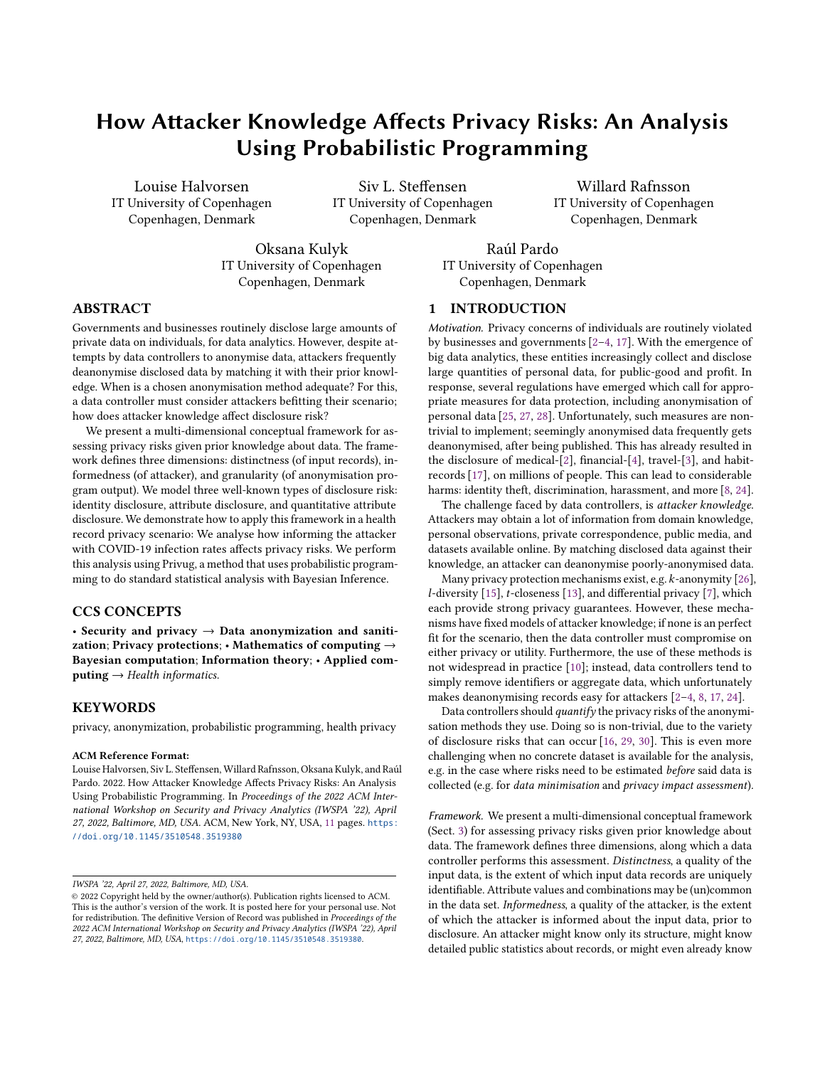# How Attacker Knowledge Affects Privacy Risks: An Analysis Using Probabilistic Programming

Louise Halvorsen
IT University of Copenhagen
Copenhagen, Denmark

Siv L. Steffensen
IT University of Copenhagen
Copenhagen, Denmark

Willard Rafnsson
IT University of Copenhagen
Copenhagen, Denmark

Oksana Kulyk
IT University of Copenhagen
Copenhagen, Denmark

Raúl Pardo
IT University of Copenhagen
Copenhagen, Denmark

## ABSTRACT

Governments and businesses routinely disclose large amounts of private data on individuals, for data analytics. However, despite attempts by data controllers to anonymise data, attackers frequently deanonymise disclosed data by matching it with their prior knowledge. When is a chosen anonymisation method adequate? For this, a data controller must consider attackers befitting their scenario; how does attacker knowledge affect disclosure risk?

We present a multi-dimensional conceptual framework for assessing privacy risks given prior knowledge about data. The framework defines three dimensions: distinctness (of input records), informedness (of attacker), and granularity (of anonymisation program output). We model three well-known types of disclosure risk: identity disclosure, attribute disclosure, and quantitative attribute disclosure. We demonstrate how to apply this framework in a health record privacy scenario: We analyse how informing the attacker with COVID-19 infection rates affects privacy risks. We perform this analysis using Privug, a method that uses probabilistic programming to do standard statistical analysis with Bayesian Inference.

## CCS CONCEPTS

• **Security and privacy** → **Data anonymization and sanitization**; **Privacy protections**; • **Mathematics of computing** → **Bayesian computation**; **Information theory**; • **Applied computing** → *Health informatics*.

## KEYWORDS

privacy, anonymization, probabilistic programming, health privacy

**ACM Reference Format:**
Louise Halvorsen, Siv L. Steffensen, Willard Rafnsson, Oksana Kulyk, and Raúl Pardo. 2022. How Attacker Knowledge Affects Privacy Risks: An Analysis Using Probabilistic Programming. In *Proceedings of the 2022 ACM International Workshop on Security and Privacy Analytics (IWSPA '22), April 27, 2022, Baltimore, MD, USA.* ACM, New York, NY, USA, 11 pages. https://doi.org/10.1145/3510548.3519380

*IWSPA '22, April 27, 2022, Baltimore, MD, USA.*
© 2022 Copyright held by the owner/author(s). Publication rights licensed to ACM. This is the author's version of the work. It is posted here for your personal use. Not for redistribution. The definitive Version of Record was published in *Proceedings of the 2022 ACM International Workshop on Security and Privacy Analytics (IWSPA '22), April 27, 2022, Baltimore, MD, USA*, https://doi.org/10.1145/3510548.3519380.

## 1 INTRODUCTION

*Motivation.* Privacy concerns of individuals are routinely violated by businesses and governments [2–4, 17]. With the emergence of big data analytics, these entities increasingly collect and disclose large quantities of personal data, for public-good and profit. In response, several regulations have emerged which call for appropriate measures for data protection, including anonymisation of personal data [25, 27, 28]. Unfortunately, such measures are non-trivial to implement; seemingly anonymised data frequently gets deanonymised, after being published. This has already resulted in the disclosure of medical-[2], financial-[4], travel-[3], and habit-records [17], on millions of people. This can lead to considerable harms: identity theft, discrimination, harassment, and more [8, 24].

The challenge faced by data controllers, is *attacker knowledge*. Attackers may obtain a lot of information from domain knowledge, personal observations, private correspondence, public media, and datasets available online. By matching disclosed data against their knowledge, an attacker can deanonymise poorly-anonymised data.

Many privacy protection mechanisms exist, e.g. $k$-anonymity [26], $l$-diversity [15], $t$-closeness [13], and differential privacy [7], which each provide strong privacy guarantees. However, these mechanisms have fixed models of attacker knowledge; if none is an perfect fit for the scenario, then the data controller must compromise on either privacy or utility. Furthermore, the use of these methods is not widespread in practice [10]; instead, data controllers tend to simply remove identifiers or aggregate data, which unfortunately makes deanonymising records easy for attackers [2–4, 8, 17, 24].

Data controllers should *quantify* the privacy risks of the anonymisation methods they use. Doing so is non-trivial, due to the variety of disclosure risks that can occur [16, 29, 30]. This is even more challenging when no concrete dataset is available for the analysis, e.g. in the case where risks need to be estimated *before* said data is collected (e.g. for *data minimisation* and *privacy impact assessment*).

*Framework.* We present a multi-dimensional conceptual framework (Sect. 3) for assessing privacy risks given prior knowledge about data. The framework defines three dimensions, along which a data controller performs this assessment. *Distinctness*, a quality of the input data, is the extent of which input data records are uniquely identifiable. Attribute values and combinations may be (un)common in the data set. *Informedness*, a quality of the attacker, is the extent of which the attacker is informed about the input data, prior to disclosure. An attacker might know only its structure, might know detailed public statistics about records, or might even already know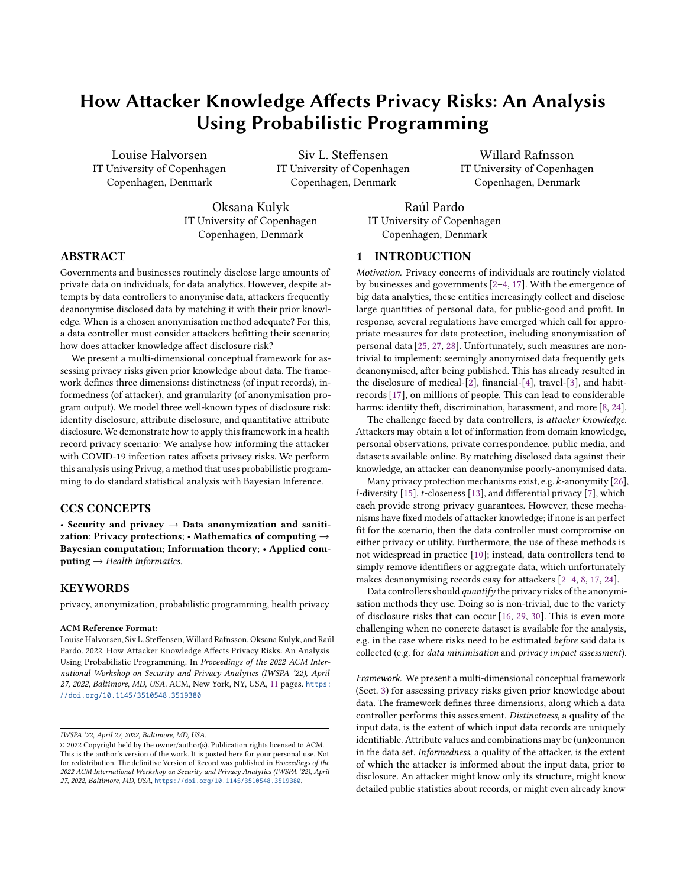# How Attacker Knowledge Affects Privacy Risks: An Analysis Using Probabilistic Programming

Louise Halvorsen
IT University of Copenhagen
Copenhagen, Denmark

Siv L. Steffensen
IT University of Copenhagen
Copenhagen, Denmark

Willard Rafnsson
IT University of Copenhagen
Copenhagen, Denmark

Oksana Kulyk
IT University of Copenhagen
Copenhagen, Denmark

Raúl Pardo
IT University of Copenhagen
Copenhagen, Denmark

## ABSTRACT

Governments and businesses routinely disclose large amounts of private data on individuals, for data analytics. However, despite attempts by data controllers to anonymise data, attackers frequently deanonymise disclosed data by matching it with their prior knowledge. When is a chosen anonymisation method adequate? For this, a data controller must consider attackers befitting their scenario; how does attacker knowledge affect disclosure risk?

We present a multi-dimensional conceptual framework for assessing privacy risks given prior knowledge about data. The framework defines three dimensions: distinctness (of input records), informedness (of attacker), and granularity (of anonymisation program output). We model three well-known types of disclosure risk: identity disclosure, attribute disclosure, and quantitative attribute disclosure. We demonstrate how to apply this framework in a health record privacy scenario: We analyse how informing the attacker with COVID-19 infection rates affects privacy risks. We perform this analysis using Privug, a method that uses probabilistic programming to do standard statistical analysis with Bayesian Inference.

## CCS CONCEPTS

• **Security and privacy** → **Data anonymization and sanitization**; **Privacy protections**; • **Mathematics of computing** → **Bayesian computation**; **Information theory**; • **Applied computing** → *Health informatics*.

## KEYWORDS

privacy, anonymization, probabilistic programming, health privacy

**ACM Reference Format:**
Louise Halvorsen, Siv L. Steffensen, Willard Rafnsson, Oksana Kulyk, and Raúl Pardo. 2022. How Attacker Knowledge Affects Privacy Risks: An Analysis Using Probabilistic Programming. In *Proceedings of the 2022 ACM International Workshop on Security and Privacy Analytics (IWSPA '22), April 27, 2022, Baltimore, MD, USA.* ACM, New York, NY, USA, 11 pages. https://doi.org/10.1145/3510548.3519380

IWSPA '22, April 27, 2022, Baltimore, MD, USA.
© 2022 Copyright held by the owner/author(s). Publication rights licensed to ACM. This is the author's version of the work. It is posted here for your personal use. Not for redistribution. The definitive Version of Record was published in *Proceedings of the 2022 ACM International Workshop on Security and Privacy Analytics (IWSPA '22), April 27, 2022, Baltimore, MD, USA*, https://doi.org/10.1145/3510548.3519380.

## 1 INTRODUCTION

*Motivation.* Privacy concerns of individuals are routinely violated by businesses and governments [2–4, 17]. With the emergence of big data analytics, these entities increasingly collect and disclose large quantities of personal data, for public-good and profit. In response, several regulations have emerged which call for appropriate measures for data protection, including anonymisation of personal data [25, 27, 28]. Unfortunately, such measures are non-trivial to implement; seemingly anonymised data frequently gets deanonymised, after being published. This has already resulted in the disclosure of medical-[2], financial-[4], travel-[3], and habit-records [17], on millions of people. This can lead to considerable harms: identity theft, discrimination, harassment, and more [8, 24].

The challenge faced by data controllers, is *attacker knowledge*. Attackers may obtain a lot of information from domain knowledge, personal observations, private correspondence, public media, and datasets available online. By matching disclosed data against their knowledge, an attacker can deanonymise poorly-anonymised data.

Many privacy protection mechanisms exist, e.g. $k$-anonymity [26], $l$-diversity [15], $t$-closeness [13], and differential privacy [7], which each provide strong privacy guarantees. However, these mechanisms have fixed models of attacker knowledge; if none is an perfect fit for the scenario, then the data controller must compromise on either privacy or utility. Furthermore, the use of these methods is not widespread in practice [10]; instead, data controllers tend to simply remove identifiers or aggregate data, which unfortunately makes deanonymising records easy for attackers [2–4, 8, 17, 24].

Data controllers should *quantify* the privacy risks of the anonymisation methods they use. Doing so is non-trivial, due to the variety of disclosure risks that can occur [16, 29, 30]. This is even more challenging when no concrete dataset is available for the analysis, e.g. in the case where risks need to be estimated *before* said data is collected (e.g. for *data minimisation* and *privacy impact assessment*).

*Framework.* We present a multi-dimensional conceptual framework (Sect. 3) for assessing privacy risks given prior knowledge about data. The framework defines three dimensions, along which a data controller performs this assessment. *Distinctness*, a quality of the input data, is the extent of which input data records are uniquely identifiable. Attribute values and combinations may be (un)common in the data set. *Informedness*, a quality of the attacker, is the extent of which the attacker is informed about the input data, prior to disclosure. An attacker might know only its structure, might know detailed public statistics about records, or might even already know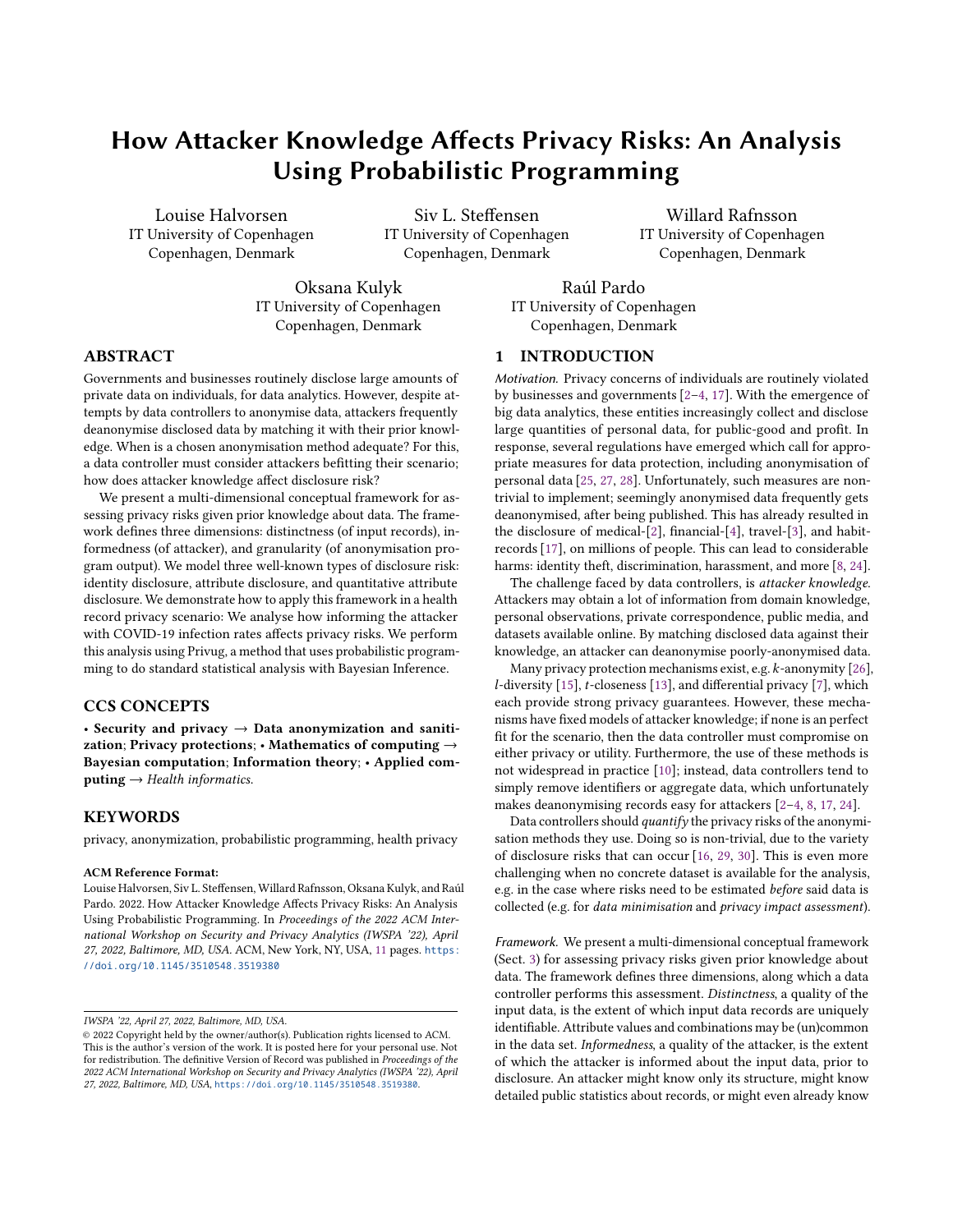# How Attacker Knowledge Affects Privacy Risks: An Analysis Using Probabilistic Programming

Louise Halvorsen
IT University of Copenhagen
Copenhagen, Denmark

Siv L. Steffensen
IT University of Copenhagen
Copenhagen, Denmark

Willard Rafnsson
IT University of Copenhagen
Copenhagen, Denmark

Oksana Kulyk
IT University of Copenhagen
Copenhagen, Denmark

Raúl Pardo
IT University of Copenhagen
Copenhagen, Denmark

## ABSTRACT

Governments and businesses routinely disclose large amounts of private data on individuals, for data analytics. However, despite attempts by data controllers to anonymise data, attackers frequently deanonymise disclosed data by matching it with their prior knowledge. When is a chosen anonymisation method adequate? For this, a data controller must consider attackers befitting their scenario; how does attacker knowledge affect disclosure risk?

We present a multi-dimensional conceptual framework for assessing privacy risks given prior knowledge about data. The framework defines three dimensions: distinctness (of input records), informedness (of attacker), and granularity (of anonymisation program output). We model three well-known types of disclosure risk: identity disclosure, attribute disclosure, and quantitative attribute disclosure. We demonstrate how to apply this framework in a health record privacy scenario: We analyse how informing the attacker with COVID-19 infection rates affects privacy risks. We perform this analysis using Privug, a method that uses probabilistic programming to do standard statistical analysis with Bayesian Inference.

## CCS CONCEPTS

• **Security and privacy** → **Data anonymization and sanitization**; **Privacy protections**; • **Mathematics of computing** → **Bayesian computation**; **Information theory**; • **Applied computing** → *Health informatics*.

## KEYWORDS

privacy, anonymization, probabilistic programming, health privacy

**ACM Reference Format:**
Louise Halvorsen, Siv L. Steffensen, Willard Rafnsson, Oksana Kulyk, and Raúl Pardo. 2022. How Attacker Knowledge Affects Privacy Risks: An Analysis Using Probabilistic Programming. In *Proceedings of the 2022 ACM International Workshop on Security and Privacy Analytics (IWSPA '22), April 27, 2022, Baltimore, MD, USA.* ACM, New York, NY, USA, 11 pages. https://doi.org/10.1145/3510548.3519380

*IWSPA '22, April 27, 2022, Baltimore, MD, USA.*
© 2022 Copyright held by the owner/author(s). Publication rights licensed to ACM. This is the author's version of the work. It is posted here for your personal use. Not for redistribution. The definitive Version of Record was published in *Proceedings of the 2022 ACM International Workshop on Security and Privacy Analytics (IWSPA '22), April 27, 2022, Baltimore, MD, USA*, https://doi.org/10.1145/3510548.3519380.

## 1 INTRODUCTION

*Motivation.* Privacy concerns of individuals are routinely violated by businesses and governments [2–4, 17]. With the emergence of big data analytics, these entities increasingly collect and disclose large quantities of personal data, for public-good and profit. In response, several regulations have emerged which call for appropriate measures for data protection, including anonymisation of personal data [25, 27, 28]. Unfortunately, such measures are non-trivial to implement; seemingly anonymised data frequently gets deanonymised, after being published. This has already resulted in the disclosure of medical-[2], financial-[4], travel-[3], and habit-records [17], on millions of people. This can lead to considerable harms: identity theft, discrimination, harassment, and more [8, 24].

The challenge faced by data controllers, is *attacker knowledge*. Attackers may obtain a lot of information from domain knowledge, personal observations, private correspondence, public media, and datasets available online. By matching disclosed data against their knowledge, an attacker can deanonymise poorly-anonymised data.

Many privacy protection mechanisms exist, e.g. $k$-anonymity [26], $l$-diversity [15], $t$-closeness [13], and differential privacy [7], which each provide strong privacy guarantees. However, these mechanisms have fixed models of attacker knowledge; if none is an perfect fit for the scenario, then the data controller must compromise on either privacy or utility. Furthermore, the use of these methods is not widespread in practice [10]; instead, data controllers tend to simply remove identifiers or aggregate data, which unfortunately makes deanonymising records easy for attackers [2–4, 8, 17, 24].

Data controllers should *quantify* the privacy risks of the anonymisation methods they use. Doing so is non-trivial, due to the variety of disclosure risks that can occur [16, 29, 30]. This is even more challenging when no concrete dataset is available for the analysis, e.g. in the case where risks need to be estimated *before* said data is collected (e.g. for *data minimisation* and *privacy impact assessment*).

*Framework.* We present a multi-dimensional conceptual framework (Sect. 3) for assessing privacy risks given prior knowledge about data. The framework defines three dimensions, along which a data controller performs this assessment. *Distinctness*, a quality of the input data, is the extent of which input data records are uniquely identifiable. Attribute values and combinations may be (un)common in the data set. *Informedness*, a quality of the attacker, is the extent of which the attacker is informed about the input data, prior to disclosure. An attacker might know only its structure, might know detailed public statistics about records, or might even already know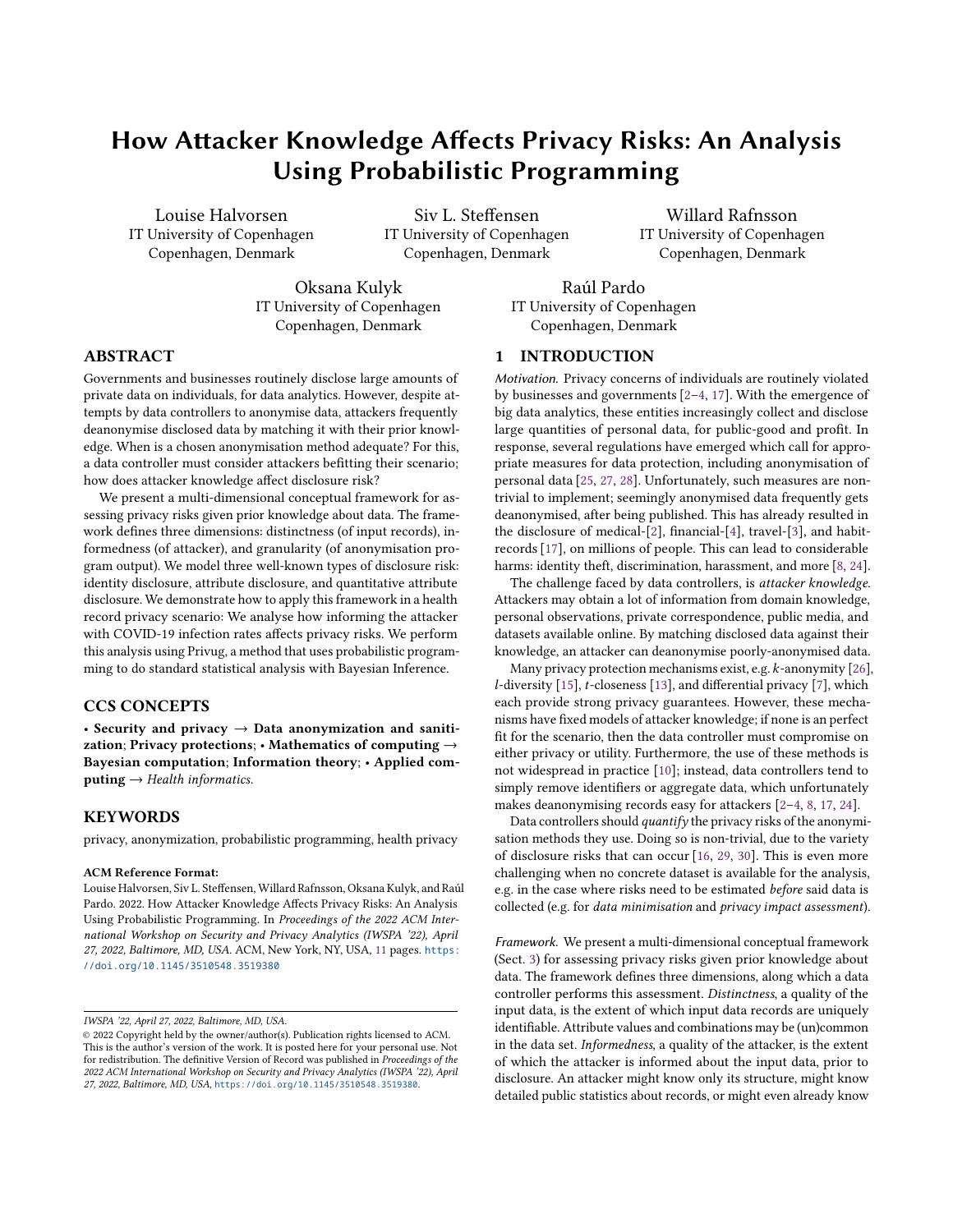# How Attacker Knowledge Affects Privacy Risks: An Analysis Using Probabilistic Programming

Louise Halvorsen
IT University of Copenhagen
Copenhagen, Denmark

Siv L. Steffensen
IT University of Copenhagen
Copenhagen, Denmark

Willard Rafnsson
IT University of Copenhagen
Copenhagen, Denmark

Oksana Kulyk
IT University of Copenhagen
Copenhagen, Denmark

Raúl Pardo
IT University of Copenhagen
Copenhagen, Denmark

## ABSTRACT

Governments and businesses routinely disclose large amounts of private data on individuals, for data analytics. However, despite attempts by data controllers to anonymise data, attackers frequently deanonymise disclosed data by matching it with their prior knowledge. When is a chosen anonymisation method adequate? For this, a data controller must consider attackers befitting their scenario; how does attacker knowledge affect disclosure risk?

We present a multi-dimensional conceptual framework for assessing privacy risks given prior knowledge about data. The framework defines three dimensions: distinctness (of input records), informedness (of attacker), and granularity (of anonymisation program output). We model three well-known types of disclosure risk: identity disclosure, attribute disclosure, and quantitative attribute disclosure. We demonstrate how to apply this framework in a health record privacy scenario: We analyse how informing the attacker with COVID-19 infection rates affects privacy risks. We perform this analysis using Privug, a method that uses probabilistic programming to do standard statistical analysis with Bayesian Inference.

## CCS CONCEPTS

• **Security and privacy** → **Data anonymization and sanitization**; **Privacy protections**; • **Mathematics of computing** → **Bayesian computation**; **Information theory**; • **Applied computing** → *Health informatics.*

## KEYWORDS

privacy, anonymization, probabilistic programming, health privacy

**ACM Reference Format:**
Louise Halvorsen, Siv L. Steffensen, Willard Rafnsson, Oksana Kulyk, and Raúl Pardo. 2022. How Attacker Knowledge Affects Privacy Risks: An Analysis Using Probabilistic Programming. In *Proceedings of the 2022 ACM International Workshop on Security and Privacy Analytics (IWSPA '22), April 27, 2022, Baltimore, MD, USA.* ACM, New York, NY, USA, 11 pages. https://doi.org/10.1145/3510548.3519380

IWSPA '22, April 27, 2022, Baltimore, MD, USA.
© 2022 Copyright held by the owner/author(s). Publication rights licensed to ACM. This is the author's version of the work. It is posted here for your personal use. Not for redistribution. The definitive Version of Record was published in *Proceedings of the 2022 ACM International Workshop on Security and Privacy Analytics (IWSPA '22), April 27, 2022, Baltimore, MD, USA*, https://doi.org/10.1145/3510548.3519380.

## 1 INTRODUCTION

*Motivation.* Privacy concerns of individuals are routinely violated by businesses and governments [2–4, 17]. With the emergence of big data analytics, these entities increasingly collect and disclose large quantities of personal data, for public-good and profit. In response, several regulations have emerged which call for appropriate measures for data protection, including anonymisation of personal data [25, 27, 28]. Unfortunately, such measures are non-trivial to implement; seemingly anonymised data frequently gets deanonymised, after being published. This has already resulted in the disclosure of medical-[2], financial-[4], travel-[3], and habit-records [17], on millions of people. This can lead to considerable harms: identity theft, discrimination, harassment, and more [8, 24].

The challenge faced by data controllers, is *attacker knowledge*. Attackers may obtain a lot of information from domain knowledge, personal observations, private correspondence, public media, and datasets available online. By matching disclosed data against their knowledge, an attacker can deanonymise poorly-anonymised data.

Many privacy protection mechanisms exist, e.g. $k$-anonymity [26], $l$-diversity [15], $t$-closeness [13], and differential privacy [7], which each provide strong privacy guarantees. However, these mechanisms have fixed models of attacker knowledge; if none is an perfect fit for the scenario, then the data controller must compromise on either privacy or utility. Furthermore, the use of these methods is not widespread in practice [10]; instead, data controllers tend to simply remove identifiers or aggregate data, which unfortunately makes deanonymising records easy for attackers [2–4, 8, 17, 24].

Data controllers should *quantify* the privacy risks of the anonymisation methods they use. Doing so is non-trivial, due to the variety of disclosure risks that can occur [16, 29, 30]. This is even more challenging when no concrete dataset is available for the analysis, e.g. in the case where risks need to be estimated *before* said data is collected (e.g. for *data minimisation* and *privacy impact assessment*).

*Framework.* We present a multi-dimensional conceptual framework (Sect. 3) for assessing privacy risks given prior knowledge about data. The framework defines three dimensions, along which a data controller performs this assessment. *Distinctness*, a quality of the input data, is the extent of which input data records are uniquely identifiable. Attribute values and combinations may be (un)common in the data set. *Informedness*, a quality of the attacker, is the extent of which the attacker is informed about the input data, prior to disclosure. An attacker might know only its structure, might know detailed public statistics about records, or might even already know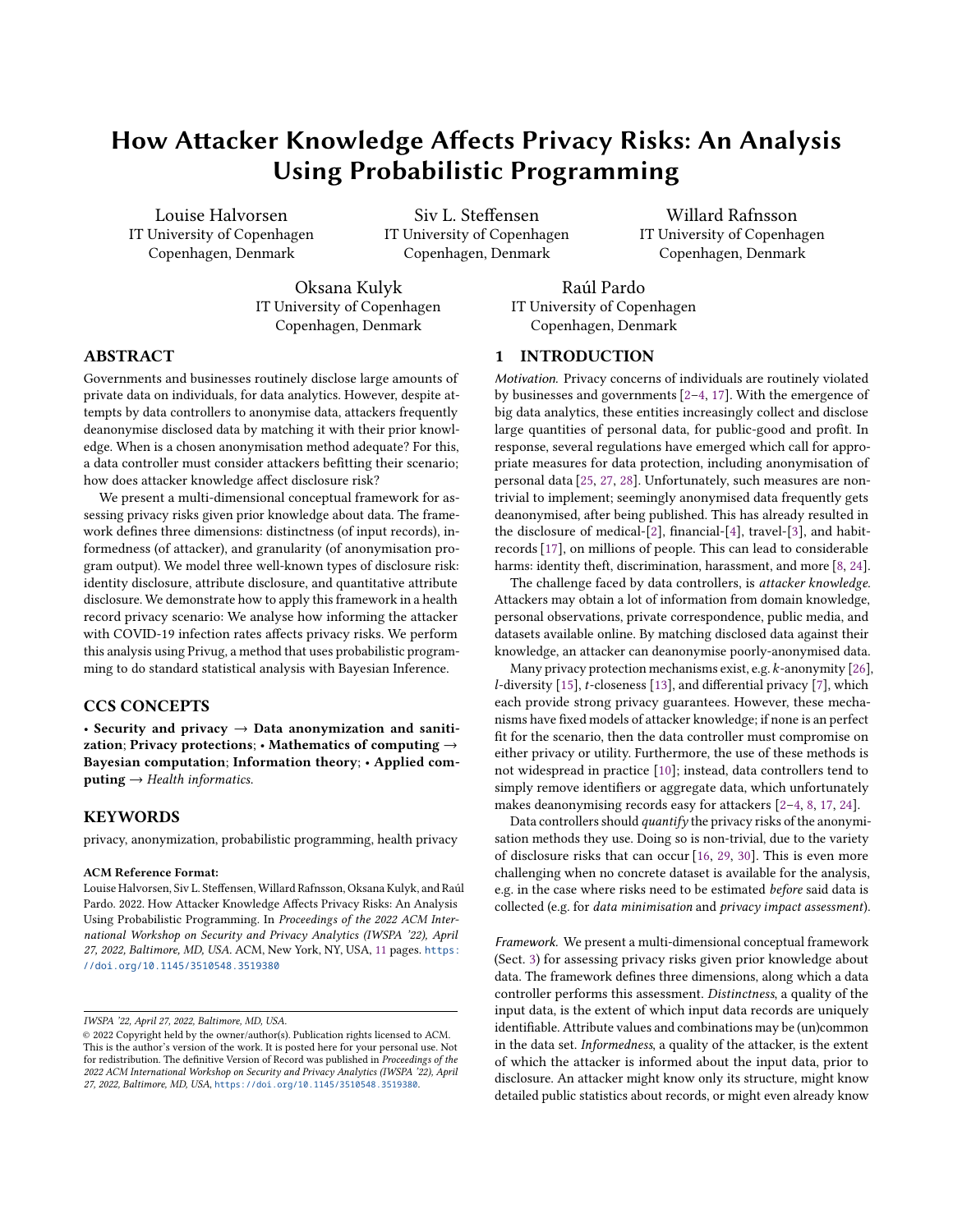# How Attacker Knowledge Affects Privacy Risks: An Analysis Using Probabilistic Programming

Louise Halvorsen
IT University of Copenhagen
Copenhagen, Denmark

Siv L. Steffensen
IT University of Copenhagen
Copenhagen, Denmark

Willard Rafnsson
IT University of Copenhagen
Copenhagen, Denmark

Oksana Kulyk
IT University of Copenhagen
Copenhagen, Denmark

Raúl Pardo
IT University of Copenhagen
Copenhagen, Denmark

## ABSTRACT

Governments and businesses routinely disclose large amounts of private data on individuals, for data analytics. However, despite attempts by data controllers to anonymise data, attackers frequently deanonymise disclosed data by matching it with their prior knowledge. When is a chosen anonymisation method adequate? For this, a data controller must consider attackers befitting their scenario; how does attacker knowledge affect disclosure risk?

We present a multi-dimensional conceptual framework for assessing privacy risks given prior knowledge about data. The framework defines three dimensions: distinctness (of input records), informedness (of attacker), and granularity (of anonymisation program output). We model three well-known types of disclosure risk: identity disclosure, attribute disclosure, and quantitative attribute disclosure. We demonstrate how to apply this framework in a health record privacy scenario: We analyse how informing the attacker with COVID-19 infection rates affects privacy risks. We perform this analysis using Privug, a method that uses probabilistic programming to do standard statistical analysis with Bayesian Inference.

## CCS CONCEPTS

• **Security and privacy** → **Data anonymization and sanitization**; **Privacy protections**; • **Mathematics of computing** → **Bayesian computation**; **Information theory**; • **Applied computing** → *Health informatics*.

## KEYWORDS

privacy, anonymization, probabilistic programming, health privacy

**ACM Reference Format:**
Louise Halvorsen, Siv L. Steffensen, Willard Rafnsson, Oksana Kulyk, and Raúl Pardo. 2022. How Attacker Knowledge Affects Privacy Risks: An Analysis Using Probabilistic Programming. In *Proceedings of the 2022 ACM International Workshop on Security and Privacy Analytics (IWSPA '22), April 27, 2022, Baltimore, MD, USA.* ACM, New York, NY, USA, 11 pages. https://doi.org/10.1145/3510548.3519380

IWSPA '22, April 27, 2022, Baltimore, MD, USA.
© 2022 Copyright held by the owner/author(s). Publication rights licensed to ACM. This is the author's version of the work. It is posted here for your personal use. Not for redistribution. The definitive Version of Record was published in *Proceedings of the 2022 ACM International Workshop on Security and Privacy Analytics (IWSPA '22), April 27, 2022, Baltimore, MD, USA*, https://doi.org/10.1145/3510548.3519380.

## 1 INTRODUCTION

*Motivation.* Privacy concerns of individuals are routinely violated by businesses and governments [2–4, 17]. With the emergence of big data analytics, these entities increasingly collect and disclose large quantities of personal data, for public-good and profit. In response, several regulations have emerged which call for appropriate measures for data protection, including anonymisation of personal data [25, 27, 28]. Unfortunately, such measures are non-trivial to implement; seemingly anonymised data frequently gets deanonymised, after being published. This has already resulted in the disclosure of medical-[2], financial-[4], travel-[3], and habit-records [17], on millions of people. This can lead to considerable harms: identity theft, discrimination, harassment, and more [8, 24].

The challenge faced by data controllers, is *attacker knowledge*. Attackers may obtain a lot of information from domain knowledge, personal observations, private correspondence, public media, and datasets available online. By matching disclosed data against their knowledge, an attacker can deanonymise poorly-anonymised data.

Many privacy protection mechanisms exist, e.g. $k$-anonymity [26], $l$-diversity [15], $t$-closeness [13], and differential privacy [7], which each provide strong privacy guarantees. However, these mechanisms have fixed models of attacker knowledge; if none is an perfect fit for the scenario, then the data controller must compromise on either privacy or utility. Furthermore, the use of these methods is not widespread in practice [10]; instead, data controllers tend to simply remove identifiers or aggregate data, which unfortunately makes deanonymising records easy for attackers [2–4, 8, 17, 24].

Data controllers should *quantify* the privacy risks of the anonymisation methods they use. Doing so is non-trivial, due to the variety of disclosure risks that can occur [16, 29, 30]. This is even more challenging when no concrete dataset is available for the analysis, e.g. in the case where risks need to be estimated *before* said data is collected (e.g. for *data minimisation* and *privacy impact assessment*).

*Framework.* We present a multi-dimensional conceptual framework (Sect. 3) for assessing privacy risks given prior knowledge about data. The framework defines three dimensions, along which a data controller performs this assessment. *Distinctness*, a quality of the input data, is the extent of which input data records are uniquely identifiable. Attribute values and combinations may be (un)common in the data set. *Informedness*, a quality of the attacker, is the extent of which the attacker is informed about the input data, prior to disclosure. An attacker might know only its structure, might know detailed public statistics about records, or might even already know